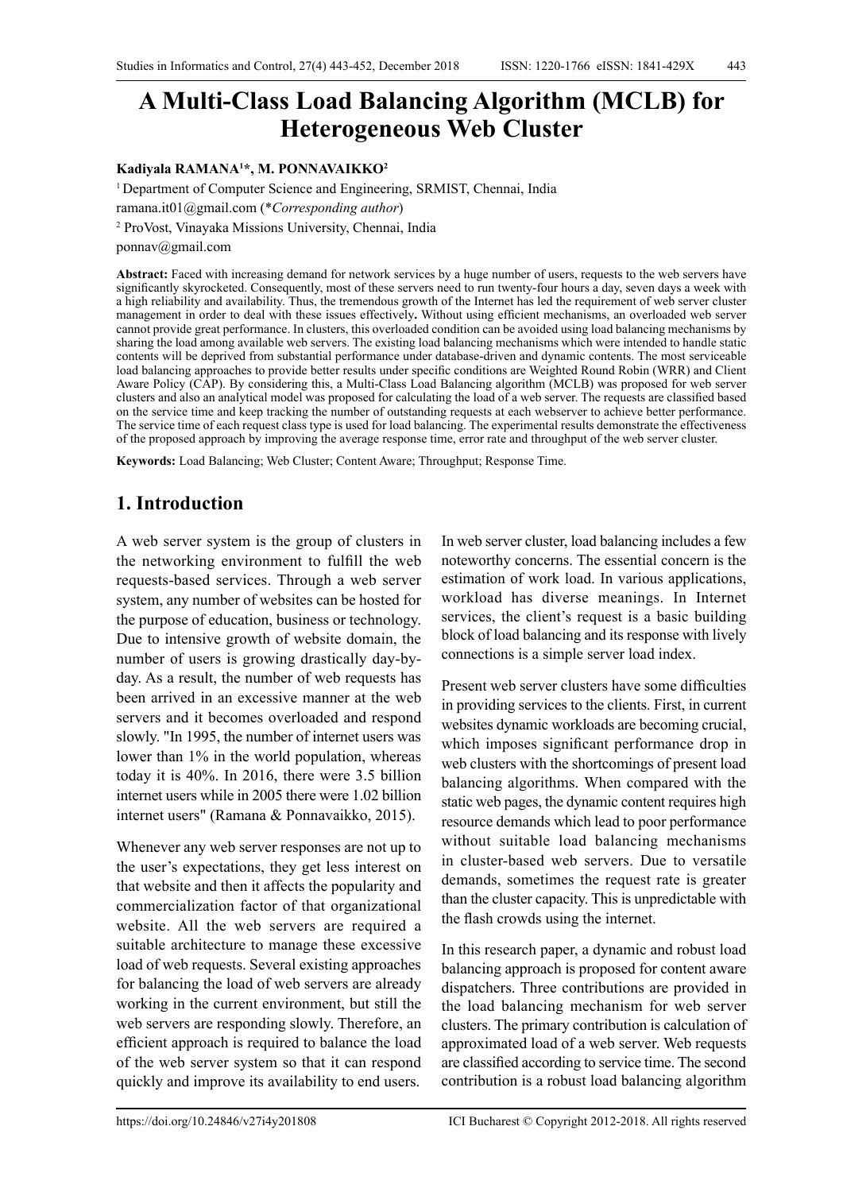# A Multi-Class Load Balancing Algorithm (MCLB) for Heterogeneous Web Cluster

**Kadiyala RAMANA[1]*, M. PONNAVAIKKO[2]**

[1] Department of Computer Science and Engineering, SRMIST, Chennai, India

ramana.it01@gmail.com (*Corresponding author*)

[2] ProVost, Vinayaka Missions University, Chennai, India

ponnav@gmail.com

**Abstract:** Faced with increasing demand for network services by a huge number of users, requests to the web servers have significantly skyrocketed. Consequently, most of these servers need to run twenty-four hours a day, seven days a week with a high reliability and availability. Thus, the tremendous growth of the Internet has led the requirement of web server cluster management in order to deal with these issues effectively**.** Without using efficient mechanisms, an overloaded web server cannot provide great performance. In clusters, this overloaded condition can be avoided using load balancing mechanisms by sharing the load among available web servers. The existing load balancing mechanisms which were intended to handle static contents will be deprived from substantial performance under database-driven and dynamic contents. The most serviceable load balancing approaches to provide better results under specific conditions are Weighted Round Robin (WRR) and Client Aware Policy (CAP). By considering this, a Multi-Class Load Balancing algorithm (MCLB) was proposed for web server clusters and also an analytical model was proposed for calculating the load of a web server. The requests are classified based on the service time and keep tracking the number of outstanding requests at each webserver to achieve better performance. The service time of each request class type is used for load balancing. The experimental results demonstrate the effectiveness of the proposed approach by improving the average response time, error rate and throughput of the web server cluster.

**Keywords:** Load Balancing; Web Cluster; Content Aware; Throughput; Response Time.

## 1. Introduction

A web server system is the group of clusters in the networking environment to fulfill the web requests-based services. Through a web server system, any number of websites can be hosted for the purpose of education, business or technology. Due to intensive growth of website domain, the number of users is growing drastically day-by-day. As a result, the number of web requests has been arrived in an excessive manner at the web servers and it becomes overloaded and respond slowly. "In 1995, the number of internet users was lower than 1% in the world population, whereas today it is 40%. In 2016, there were 3.5 billion internet users while in 2005 there were 1.02 billion internet users" (Ramana & Ponnavaikko, 2015).

Whenever any web server responses are not up to the user's expectations, they get less interest on that website and then it affects the popularity and commercialization factor of that organizational website. All the web servers are required a suitable architecture to manage these excessive load of web requests. Several existing approaches for balancing the load of web servers are already working in the current environment, but still the web servers are responding slowly. Therefore, an efficient approach is required to balance the load of the web server system so that it can respond quickly and improve its availability to end users.

In web server cluster, load balancing includes a few noteworthy concerns. The essential concern is the estimation of work load. In various applications, workload has diverse meanings. In Internet services, the client's request is a basic building block of load balancing and its response with lively connections is a simple server load index.

Present web server clusters have some difficulties in providing services to the clients. First, in current websites dynamic workloads are becoming crucial, which imposes significant performance drop in web clusters with the shortcomings of present load balancing algorithms. When compared with the static web pages, the dynamic content requires high resource demands which lead to poor performance without suitable load balancing mechanisms in cluster-based web servers. Due to versatile demands, sometimes the request rate is greater than the cluster capacity. This is unpredictable with the flash crowds using the internet.

In this research paper, a dynamic and robust load balancing approach is proposed for content aware dispatchers. Three contributions are provided in the load balancing mechanism for web server clusters. The primary contribution is calculation of approximated load of a web server. Web requests are classified according to service time. The second contribution is a robust load balancing algorithm

https://doi.org/10.24846/v27i4y201808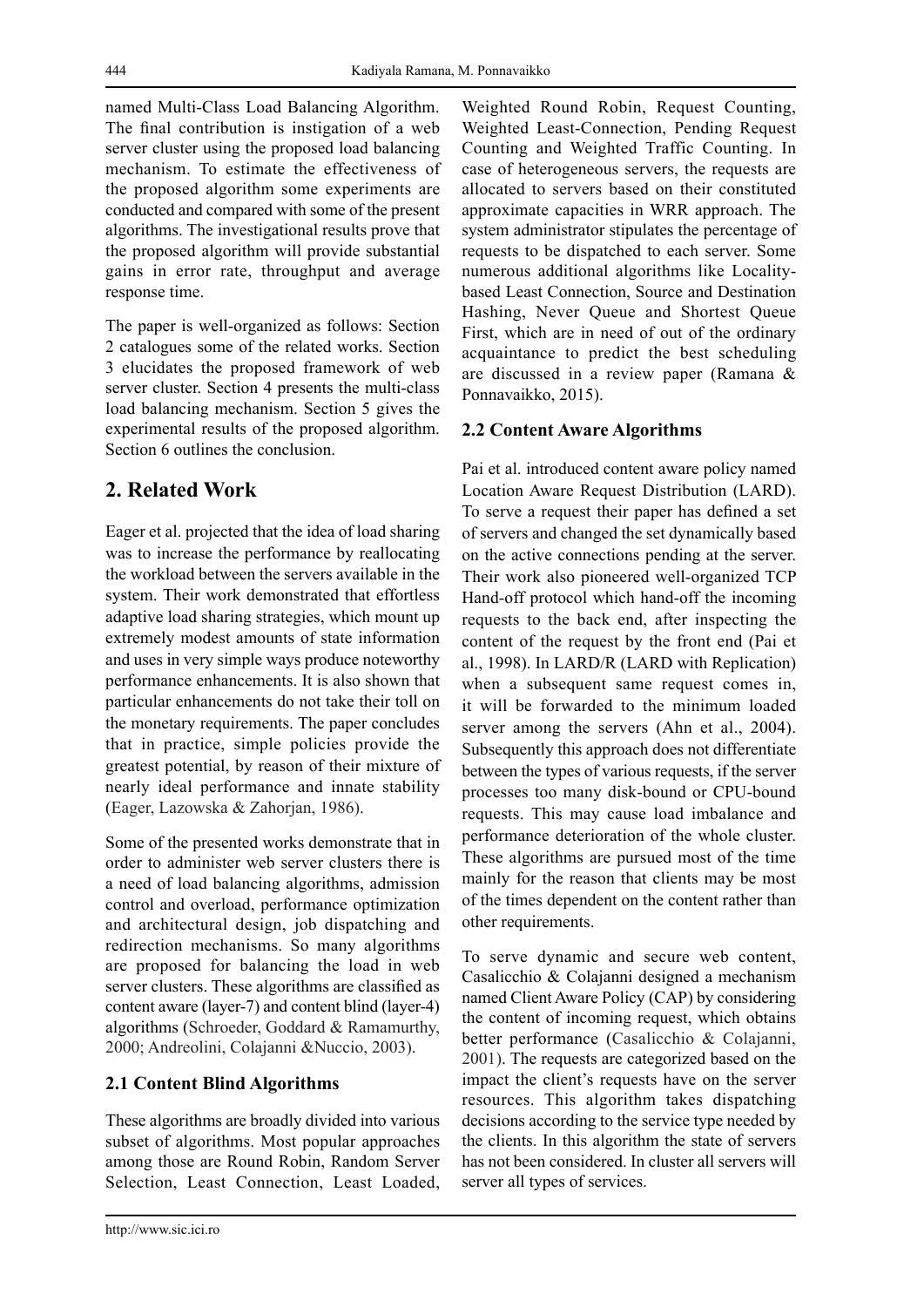named Multi-Class Load Balancing Algorithm. The final contribution is instigation of a web server cluster using the proposed load balancing mechanism. To estimate the effectiveness of the proposed algorithm some experiments are conducted and compared with some of the present algorithms. The investigational results prove that the proposed algorithm will provide substantial gains in error rate, throughput and average response time.

The paper is well-organized as follows: Section 2 catalogues some of the related works. Section 3 elucidates the proposed framework of web server cluster. Section 4 presents the multi-class load balancing mechanism. Section 5 gives the experimental results of the proposed algorithm. Section 6 outlines the conclusion.

## 2. Related Work

Eager et al. projected that the idea of load sharing was to increase the performance by reallocating the workload between the servers available in the system. Their work demonstrated that effortless adaptive load sharing strategies, which mount up extremely modest amounts of state information and uses in very simple ways produce noteworthy performance enhancements. It is also shown that particular enhancements do not take their toll on the monetary requirements. The paper concludes that in practice, simple policies provide the greatest potential, by reason of their mixture of nearly ideal performance and innate stability (Eager, Lazowska & Zahorjan, 1986).

Some of the presented works demonstrate that in order to administer web server clusters there is a need of load balancing algorithms, admission control and overload, performance optimization and architectural design, job dispatching and redirection mechanisms. So many algorithms are proposed for balancing the load in web server clusters. These algorithms are classified as content aware (layer-7) and content blind (layer-4) algorithms (Schroeder, Goddard & Ramamurthy, 2000; Andreolini, Colajanni &Nuccio, 2003).

### 2.1 Content Blind Algorithms

These algorithms are broadly divided into various subset of algorithms. Most popular approaches among those are Round Robin, Random Server Selection, Least Connection, Least Loaded, Weighted Round Robin, Request Counting, Weighted Least-Connection, Pending Request Counting and Weighted Traffic Counting. In case of heterogeneous servers, the requests are allocated to servers based on their constituted approximate capacities in WRR approach. The system administrator stipulates the percentage of requests to be dispatched to each server. Some numerous additional algorithms like Locality-based Least Connection, Source and Destination Hashing, Never Queue and Shortest Queue First, which are in need of out of the ordinary acquaintance to predict the best scheduling are discussed in a review paper (Ramana & Ponnavaikko, 2015).

### 2.2 Content Aware Algorithms

Pai et al. introduced content aware policy named Location Aware Request Distribution (LARD). To serve a request their paper has defined a set of servers and changed the set dynamically based on the active connections pending at the server. Their work also pioneered well-organized TCP Hand-off protocol which hand-off the incoming requests to the back end, after inspecting the content of the request by the front end (Pai et al., 1998). In LARD/R (LARD with Replication) when a subsequent same request comes in, it will be forwarded to the minimum loaded server among the servers (Ahn et al., 2004). Subsequently this approach does not differentiate between the types of various requests, if the server processes too many disk-bound or CPU-bound requests. This may cause load imbalance and performance deterioration of the whole cluster. These algorithms are pursued most of the time mainly for the reason that clients may be most of the times dependent on the content rather than other requirements.

To serve dynamic and secure web content, Casalicchio & Colajanni designed a mechanism named Client Aware Policy (CAP) by considering the content of incoming request, which obtains better performance (Casalicchio & Colajanni, 2001). The requests are categorized based on the impact the client's requests have on the server resources. This algorithm takes dispatching decisions according to the service type needed by the clients. In this algorithm the state of servers has not been considered. In cluster all servers will server all types of services.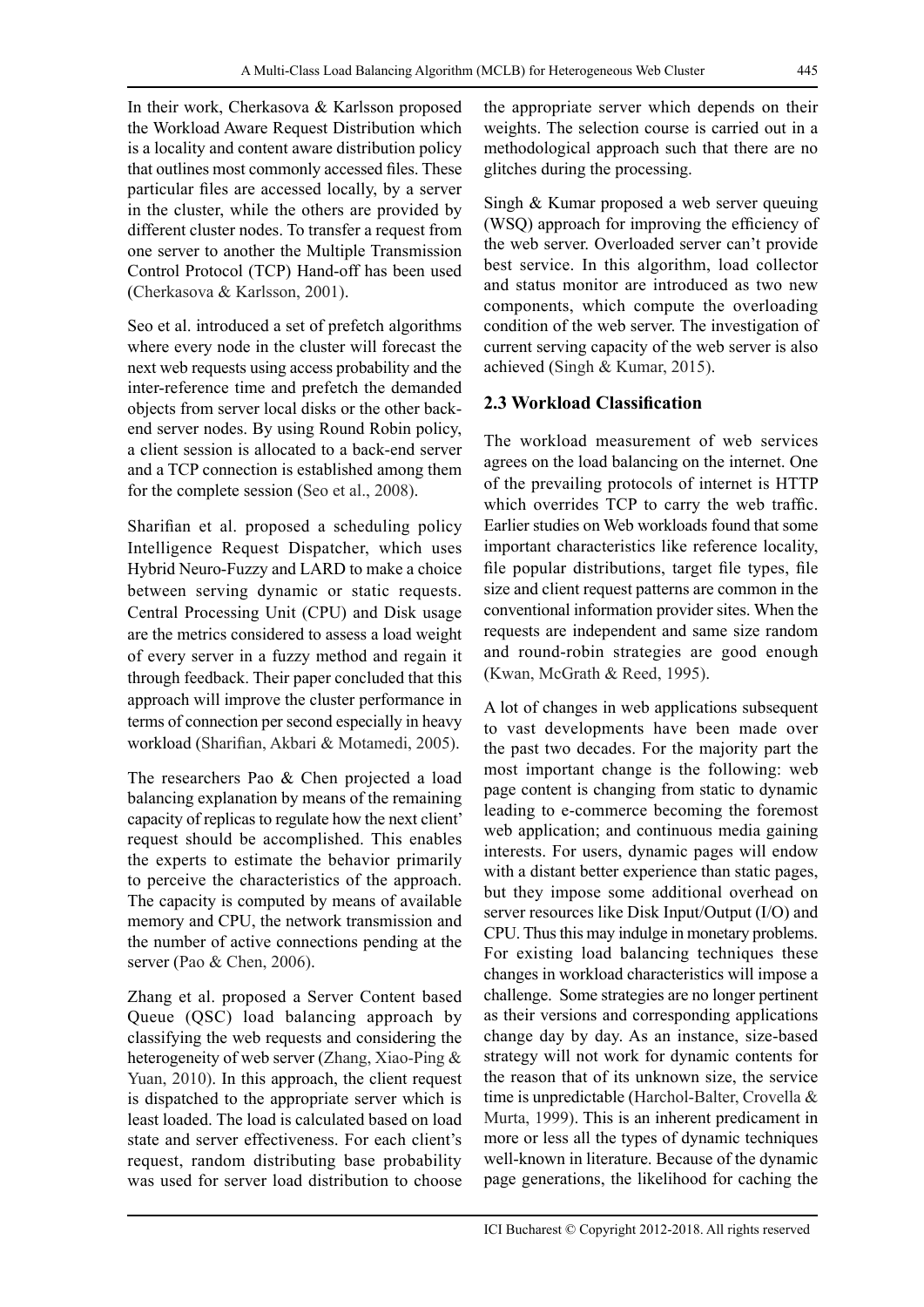In their work, Cherkasova & Karlsson proposed the Workload Aware Request Distribution which is a locality and content aware distribution policy that outlines most commonly accessed files. These particular files are accessed locally, by a server in the cluster, while the others are provided by different cluster nodes. To transfer a request from one server to another the Multiple Transmission Control Protocol (TCP) Hand-off has been used (Cherkasova & Karlsson, 2001).

Seo et al. introduced a set of prefetch algorithms where every node in the cluster will forecast the next web requests using access probability and the inter-reference time and prefetch the demanded objects from server local disks or the other back-end server nodes. By using Round Robin policy, a client session is allocated to a back-end server and a TCP connection is established among them for the complete session (Seo et al., 2008).

Sharifian et al. proposed a scheduling policy Intelligence Request Dispatcher, which uses Hybrid Neuro-Fuzzy and LARD to make a choice between serving dynamic or static requests. Central Processing Unit (CPU) and Disk usage are the metrics considered to assess a load weight of every server in a fuzzy method and regain it through feedback. Their paper concluded that this approach will improve the cluster performance in terms of connection per second especially in heavy workload (Sharifian, Akbari & Motamedi, 2005).

The researchers Pao & Chen projected a load balancing explanation by means of the remaining capacity of replicas to regulate how the next client' request should be accomplished. This enables the experts to estimate the behavior primarily to perceive the characteristics of the approach. The capacity is computed by means of available memory and CPU, the network transmission and the number of active connections pending at the server (Pao & Chen, 2006).

Zhang et al. proposed a Server Content based Queue (QSC) load balancing approach by classifying the web requests and considering the heterogeneity of web server (Zhang, Xiao-Ping & Yuan, 2010). In this approach, the client request is dispatched to the appropriate server which is least loaded. The load is calculated based on load state and server effectiveness. For each client's request, random distributing base probability was used for server load distribution to choose the appropriate server which depends on their weights. The selection course is carried out in a methodological approach such that there are no glitches during the processing.

Singh & Kumar proposed a web server queuing (WSQ) approach for improving the efficiency of the web server. Overloaded server can't provide best service. In this algorithm, load collector and status monitor are introduced as two new components, which compute the overloading condition of the web server. The investigation of current serving capacity of the web server is also achieved (Singh & Kumar, 2015).

### 2.3 Workload Classification

The workload measurement of web services agrees on the load balancing on the internet. One of the prevailing protocols of internet is HTTP which overrides TCP to carry the web traffic. Earlier studies on Web workloads found that some important characteristics like reference locality, file popular distributions, target file types, file size and client request patterns are common in the conventional information provider sites. When the requests are independent and same size random and round-robin strategies are good enough (Kwan, McGrath & Reed, 1995).

A lot of changes in web applications subsequent to vast developments have been made over the past two decades. For the majority part the most important change is the following: web page content is changing from static to dynamic leading to e-commerce becoming the foremost web application; and continuous media gaining interests. For users, dynamic pages will endow with a distant better experience than static pages, but they impose some additional overhead on server resources like Disk Input/Output (I/O) and CPU. Thus this may indulge in monetary problems. For existing load balancing techniques these changes in workload characteristics will impose a challenge. Some strategies are no longer pertinent as their versions and corresponding applications change day by day. As an instance, size-based strategy will not work for dynamic contents for the reason that of its unknown size, the service time is unpredictable (Harchol-Balter, Crovella & Murta, 1999). This is an inherent predicament in more or less all the types of dynamic techniques well-known in literature. Because of the dynamic page generations, the likelihood for caching the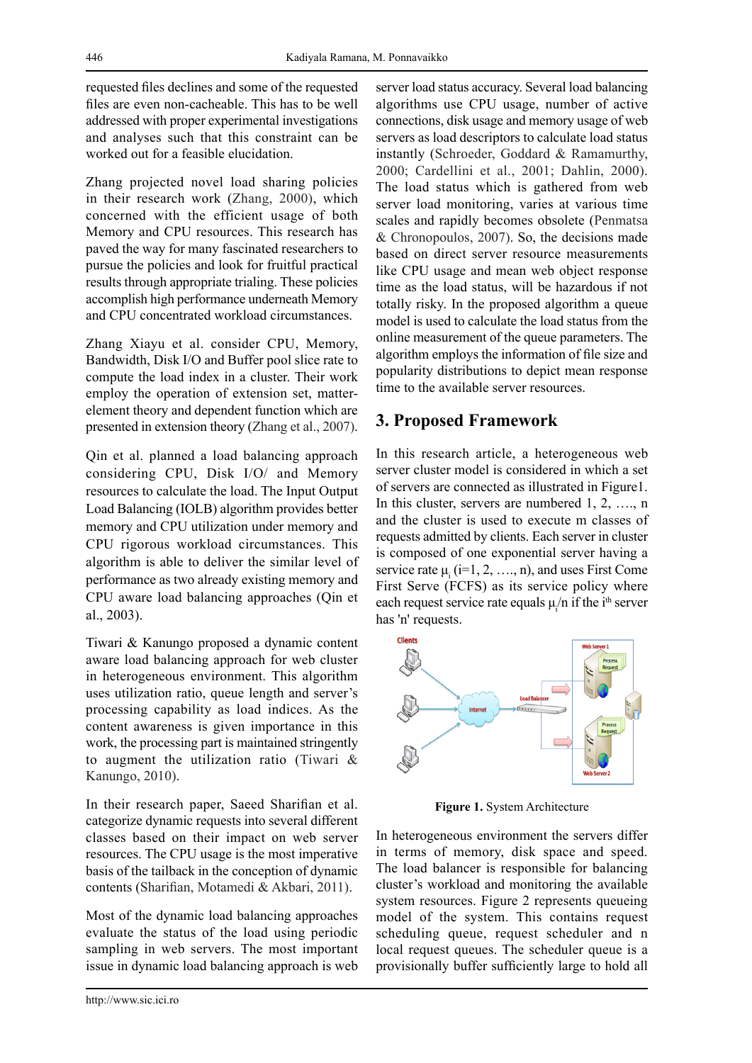requested files declines and some of the requested files are even non-cacheable. This has to be well addressed with proper experimental investigations and analyses such that this constraint can be worked out for a feasible elucidation.

Zhang projected novel load sharing policies in their research work (Zhang, 2000), which concerned with the efficient usage of both Memory and CPU resources. This research has paved the way for many fascinated researchers to pursue the policies and look for fruitful practical results through appropriate trialing. These policies accomplish high performance underneath Memory and CPU concentrated workload circumstances.

Zhang Xiayu et al. consider CPU, Memory, Bandwidth, Disk I/O and Buffer pool slice rate to compute the load index in a cluster. Their work employ the operation of extension set, matter-element theory and dependent function which are presented in extension theory (Zhang et al., 2007).

Qin et al. planned a load balancing approach considering CPU, Disk I/O/ and Memory resources to calculate the load. The Input Output Load Balancing (IOLB) algorithm provides better memory and CPU utilization under memory and CPU rigorous workload circumstances. This algorithm is able to deliver the similar level of performance as two already existing memory and CPU aware load balancing approaches (Qin et al., 2003).

Tiwari & Kanungo proposed a dynamic content aware load balancing approach for web cluster in heterogeneous environment. This algorithm uses utilization ratio, queue length and server's processing capability as load indices. As the content awareness is given importance in this work, the processing part is maintained stringently to augment the utilization ratio (Tiwari & Kanungo, 2010).

In their research paper, Saeed Sharifian et al. categorize dynamic requests into several different classes based on their impact on web server resources. The CPU usage is the most imperative basis of the tailback in the conception of dynamic contents (Sharifian, Motamedi & Akbari, 2011).

Most of the dynamic load balancing approaches evaluate the status of the load using periodic sampling in web servers. The most important issue in dynamic load balancing approach is web server load status accuracy. Several load balancing algorithms use CPU usage, number of active connections, disk usage and memory usage of web servers as load descriptors to calculate load status instantly (Schroeder, Goddard & Ramamurthy, 2000; Cardellini et al., 2001; Dahlin, 2000). The load status which is gathered from web server load monitoring, varies at various time scales and rapidly becomes obsolete (Penmatsa & Chronopoulos, 2007). So, the decisions made based on direct server resource measurements like CPU usage and mean web object response time as the load status, will be hazardous if not totally risky. In the proposed algorithm a queue model is used to calculate the load status from the online measurement of the queue parameters. The algorithm employs the information of file size and popularity distributions to depict mean response time to the available server resources.

## 3. Proposed Framework

In this research article, a heterogeneous web server cluster model is considered in which a set of servers are connected as illustrated in Figure1. In this cluster, servers are numbered 1, 2, …., n and the cluster is used to execute m classes of requests admitted by clients. Each server in cluster is composed of one exponential server having a service rate $\mu_i$ (i=1, 2, …., n), and uses First Come First Serve (FCFS) as its service policy where each request service rate equals $\mu_i/n$ if the i[th] server has 'n' requests.

**Figure 1.** System Architecture

In heterogeneous environment the servers differ in terms of memory, disk space and speed. The load balancer is responsible for balancing cluster's workload and monitoring the available system resources. Figure 2 represents queueing model of the system. This contains request scheduling queue, request scheduler and n local request queues. The scheduler queue is a provisionally buffer sufficiently large to hold all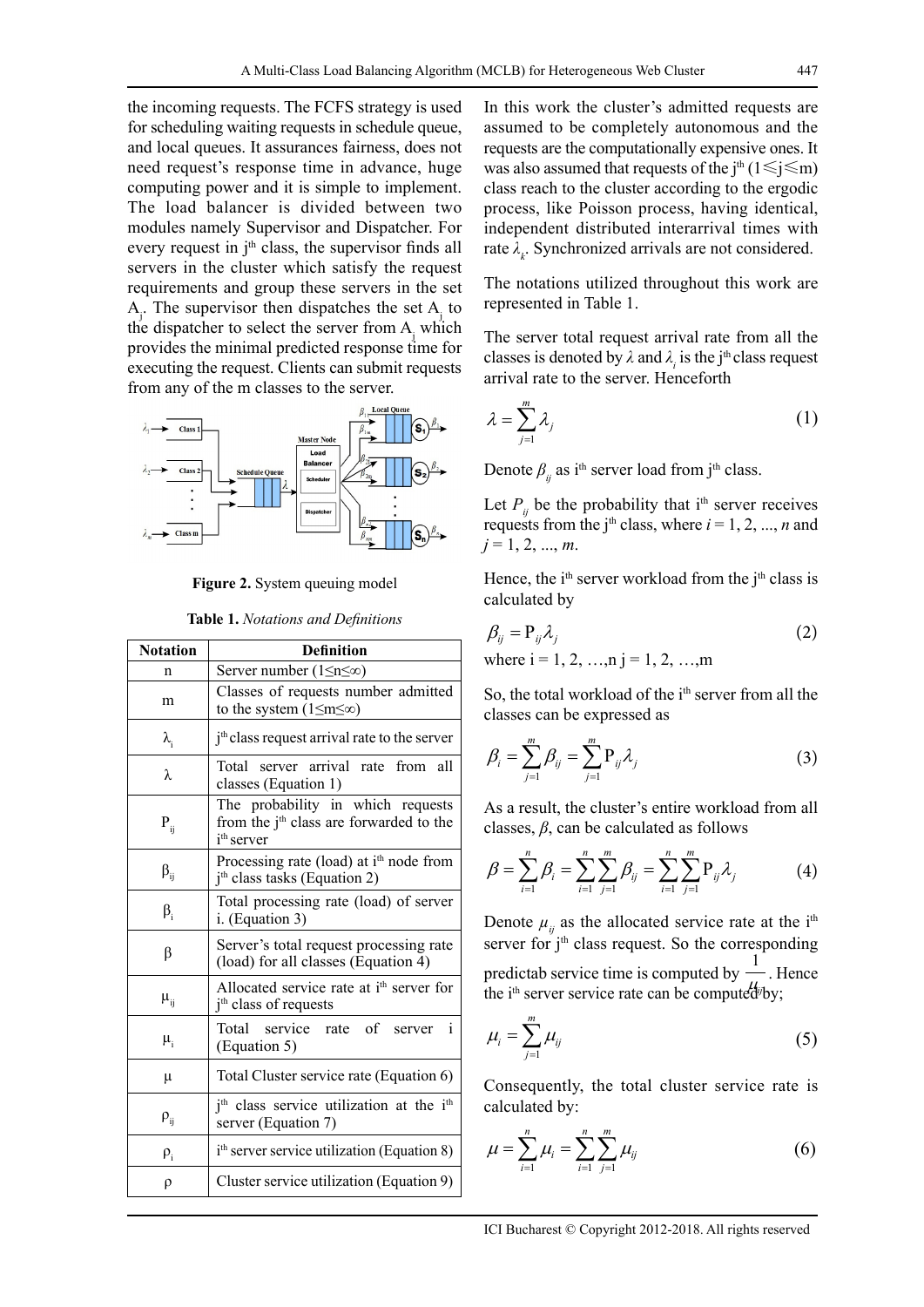the incoming requests. The FCFS strategy is used for scheduling waiting requests in schedule queue, and local queues. It assurances fairness, does not need request's response time in advance, huge computing power and it is simple to implement. The load balancer is divided between two modules namely Supervisor and Dispatcher. For every request in $j^{th}$ class, the supervisor finds all servers in the cluster which satisfy the request requirements and group these servers in the set $A_j$. The supervisor then dispatches the set $A_j$ to the dispatcher to select the server from $A_j$ which provides the minimal predicted response time for executing the request. Clients can submit requests from any of the m classes to the server.

**Figure 2.** System queuing model

**Table 1.** *Notations and Definitions*

| Notation | Definition |
|---|---|
| n | Server number (1≤n≤∞) |
| m | Classes of requests number admitted to the system (1≤m≤∞) |
| $\lambda_i$ | $j^{th}$ class request arrival rate to the server |
| $\lambda$ | Total server arrival rate from all classes (Equation 1) |
| $P_{ij}$ | The probability in which requests from the $j^{th}$ class are forwarded to the $i^{th}$ server |
| $\beta_{ij}$ | Processing rate (load) at $i^{th}$ node from $j^{th}$ class tasks (Equation 2) |
| $\beta_i$ | Total processing rate (load) of server i. (Equation 3) |
| $\beta$ | Server's total request processing rate (load) for all classes (Equation 4) |
| $\mu_{ij}$ | Allocated service rate at $i^{th}$ server for $j^{th}$ class of requests |
| $\mu_i$ | Total service rate of server i (Equation 5) |
| $\mu$ | Total Cluster service rate (Equation 6) |
| $\rho_{ij}$ | $j^{th}$ class service utilization at the $i^{th}$ server (Equation 7) |
| $\rho_i$ | $i^{th}$ server service utilization (Equation 8) |
| $\rho$ | Cluster service utilization (Equation 9) |

In this work the cluster's admitted requests are assumed to be completely autonomous and the requests are the computationally expensive ones. It was also assumed that requests of the $j^{th}$ (1≤j≤m) class reach to the cluster according to the ergodic process, like Poisson process, having identical, independent distributed interarrival times with rate $\lambda_k$. Synchronized arrivals are not considered.

The notations utilized throughout this work are represented in Table 1.

The server total request arrival rate from all the classes is denoted by $\lambda$ and $\lambda_i$ is the $j^{th}$ class request arrival rate to the server. Henceforth

$$\lambda = \sum_{j=1}^{m} \lambda_j \tag{1}$$

Denote $\beta_{ij}$ as $i^{th}$ server load from $j^{th}$ class.

Let $P_{ij}$ be the probability that $i^{th}$ server receives requests from the $j^{th}$ class, where $i = 1, 2, ..., n$ and $j = 1, 2, ..., m$.

Hence, the $i^{th}$ server workload from the $j^{th}$ class is calculated by

$$\beta_{ij} = \mathrm{P}_{ij} \lambda_j \tag{2}$$

where i = 1, 2, …,n j = 1, 2, …,m

So, the total workload of the $i^{th}$ server from all the classes can be expressed as

$$\beta_i = \sum_{j=1}^{m} \beta_{ij} = \sum_{j=1}^{m} \mathrm{P}_{ij} \lambda_j \tag{3}$$

As a result, the cluster's entire workload from all classes, $\beta$, can be calculated as follows

$$\beta = \sum_{i=1}^{n} \beta_i = \sum_{i=1}^{n} \sum_{j=1}^{m} \beta_{ij} = \sum_{i=1}^{n} \sum_{j=1}^{m} \mathrm{P}_{ij} \lambda_j \tag{4}$$

Denote $\mu_{ij}$ as the allocated service rate at the $i^{th}$ server for $j^{th}$ class request. So the corresponding predictab service time is computed by $\frac{1}{\mu_{ij}}$. Hence the $i^{th}$ server service rate can be computed by;

$$\mu_i = \sum_{j=1}^{m} \mu_{ij} \tag{5}$$

Consequently, the total cluster service rate is calculated by:

$$\mu = \sum_{i=1}^{n} \mu_i = \sum_{i=1}^{n} \sum_{j=1}^{m} \mu_{ij} \tag{6}$$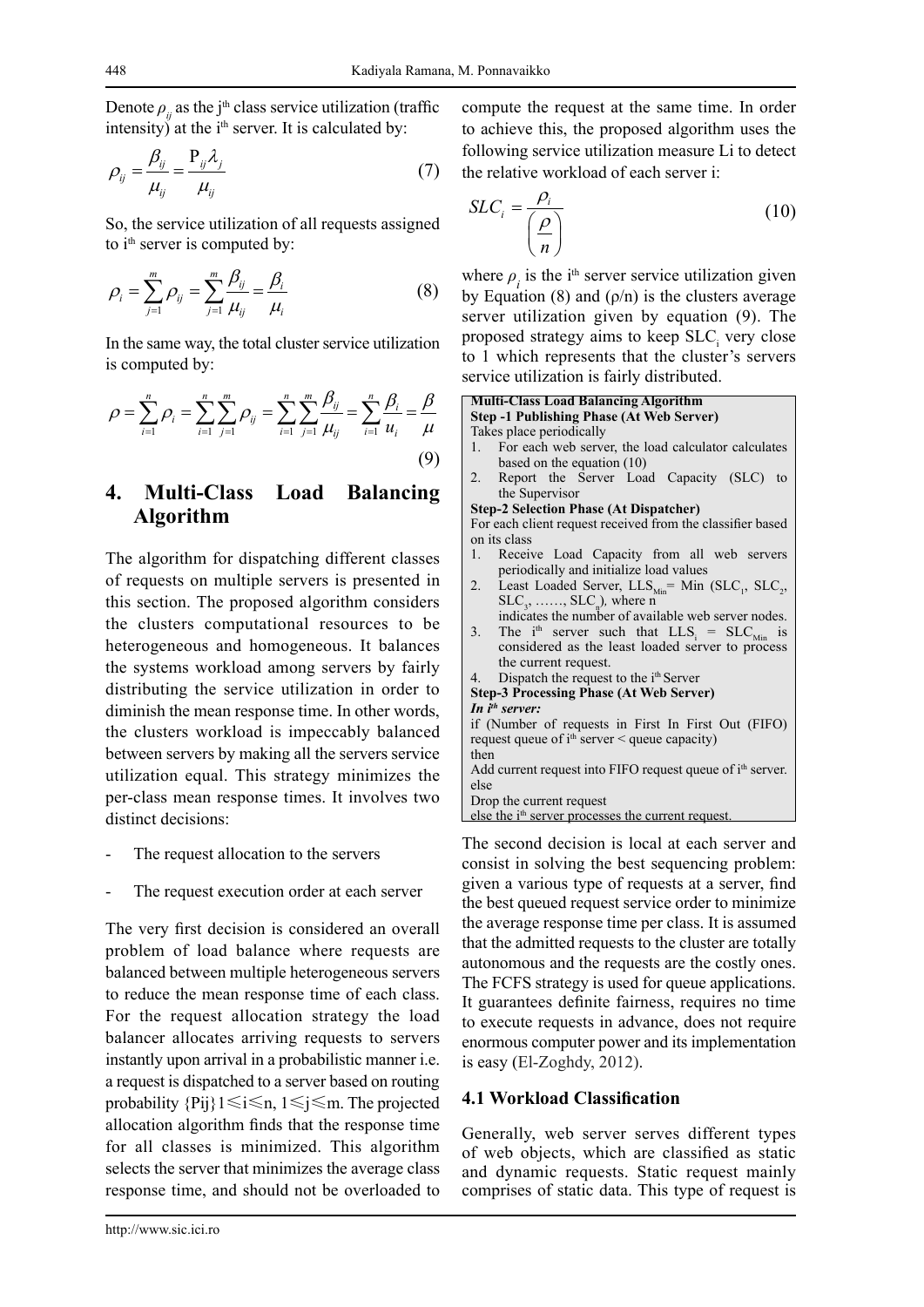Denote $\rho_{ij}$ as the j[th] class service utilization (traffic intensity) at the i[th] server. It is calculated by:

$$\rho_{ij} = \frac{\beta_{ij}}{\mu_{ij}} = \frac{P_{ij}\lambda_j}{\mu_{ij}} \tag{7}$$

So, the service utilization of all requests assigned to i[th] server is computed by:

$$\rho_i = \sum_{j=1}^{m} \rho_{ij} = \sum_{j=1}^{m} \frac{\beta_{ij}}{\mu_{ij}} = \frac{\beta_i}{\mu_i} \tag{8}$$

In the same way, the total cluster service utilization is computed by:

$$\rho = \sum_{i=1}^{n} \rho_i = \sum_{i=1}^{n} \sum_{j=1}^{m} \rho_{ij} = \sum_{i=1}^{n} \sum_{j=1}^{m} \frac{\beta_{ij}}{\mu_{ij}} = \sum_{i=1}^{n} \frac{\beta_i}{u_i} = \frac{\beta}{\mu} \tag{9}$$

## 4. Multi-Class Load Balancing Algorithm

The algorithm for dispatching different classes of requests on multiple servers is presented in this section. The proposed algorithm considers the clusters computational resources to be heterogeneous and homogeneous. It balances the systems workload among servers by fairly distributing the service utilization in order to diminish the mean response time. In other words, the clusters workload is impeccably balanced between servers by making all the servers service utilization equal. This strategy minimizes the per-class mean response times. It involves two distinct decisions:

- The request allocation to the servers
- The request execution order at each server

The very first decision is considered an overall problem of load balance where requests are balanced between multiple heterogeneous servers to reduce the mean response time of each class. For the request allocation strategy the load balancer allocates arriving requests to servers instantly upon arrival in a probabilistic manner i.e. a request is dispatched to a server based on routing probability $\{P_{ij}\} 1 \leq i \leq n, 1 \leq j \leq m$. The projected allocation algorithm finds that the response time for all classes is minimized. This algorithm selects the server that minimizes the average class response time, and should not be overloaded to compute the request at the same time. In order to achieve this, the proposed algorithm uses the following service utilization measure Li to detect the relative workload of each server i:

$$SLC_i = \frac{\rho_i}{\left(\frac{\rho}{n}\right)} \tag{10}$$

where $\rho_i$ is the i[th] server service utilization given by Equation (8) and $(\rho/n)$ is the clusters average server utilization given by equation (9). The proposed strategy aims to keep $SLC_i$ very close to 1 which represents that the cluster's servers service utilization is fairly distributed.

**Multi-Class Load Balancing Algorithm**

**Step -1 Publishing Phase (At Web Server)**

Takes place periodically

1. For each web server, the load calculator calculates based on the equation (10)
2. Report the Server Load Capacity (SLC) to the Supervisor

**Step-2 Selection Phase (At Dispatcher)**

For each client request received from the classifier based on its class

1. Receive Load Capacity from all web servers periodically and initialize load values
2. Least Loaded Server, $LLS_{Min}$ = Min ($SLC_1$, $SLC_2$, $SLC_3$, ……, $SLC_n$), where n indicates the number of available web server nodes.
3. The i[th] server such that $LLS_i$ = $SLC_{Min}$ is considered as the least loaded server to process the current request.
4. Dispatch the request to the i[th] Server

**Step-3 Processing Phase (At Web Server)**

***In i[th] server:***

if (Number of requests in First In First Out (FIFO) request queue of i[th] server < queue capacity)
then
Add current request into FIFO request queue of i[th] server.
else
Drop the current request
else the i[th] server processes the current request.

The second decision is local at each server and consist in solving the best sequencing problem: given a various type of requests at a server, find the best queued request service order to minimize the average response time per class. It is assumed that the admitted requests to the cluster are totally autonomous and the requests are the costly ones. The FCFS strategy is used for queue applications. It guarantees definite fairness, requires no time to execute requests in advance, does not require enormous computer power and its implementation is easy (El-Zoghdy, 2012).

### 4.1 Workload Classification

Generally, web server serves different types of web objects, which are classified as static and dynamic requests. Static request mainly comprises of static data. This type of request is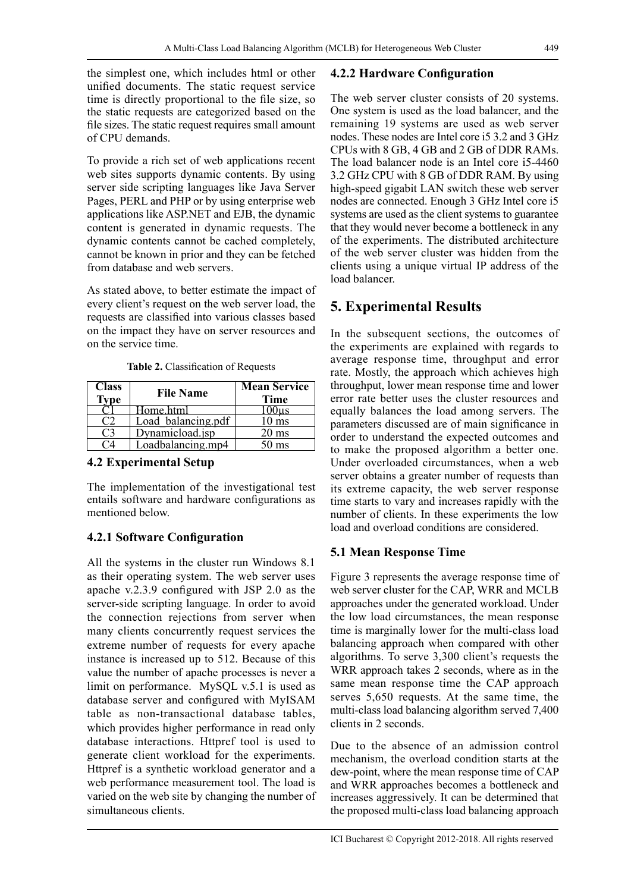the simplest one, which includes html or other unified documents. The static request service time is directly proportional to the file size, so the static requests are categorized based on the file sizes. The static request requires small amount of CPU demands.

To provide a rich set of web applications recent web sites supports dynamic contents. By using server side scripting languages like Java Server Pages, PERL and PHP or by using enterprise web applications like ASP.NET and EJB, the dynamic content is generated in dynamic requests. The dynamic contents cannot be cached completely, cannot be known in prior and they can be fetched from database and web servers.

As stated above, to better estimate the impact of every client's request on the web server load, the requests are classified into various classes based on the impact they have on server resources and on the service time.

**Table 2.** Classification of Requests

| Class Type | File Name | Mean Service Time |
|---|---|---|
| C1 | Home.html | 100µs |
| C2 | Load_balancing.pdf | 10 ms |
| C3 | Dynamicload.jsp | 20 ms |
| C4 | Loadbalancing.mp4 | 50 ms |

### 4.2 Experimental Setup

The implementation of the investigational test entails software and hardware configurations as mentioned below.

#### 4.2.1 Software Configuration

All the systems in the cluster run Windows 8.1 as their operating system. The web server uses apache v.2.3.9 configured with JSP 2.0 as the server-side scripting language. In order to avoid the connection rejections from server when many clients concurrently request services the extreme number of requests for every apache instance is increased up to 512. Because of this value the number of apache processes is never a limit on performance. MySQL v.5.1 is used as database server and configured with MyISAM table as non-transactional database tables, which provides higher performance in read only database interactions. Httpref tool is used to generate client workload for the experiments. Httpref is a synthetic workload generator and a web performance measurement tool. The load is varied on the web site by changing the number of simultaneous clients.

#### 4.2.2 Hardware Configuration

The web server cluster consists of 20 systems. One system is used as the load balancer, and the remaining 19 systems are used as web server nodes. These nodes are Intel core i5 3.2 and 3 GHz CPUs with 8 GB, 4 GB and 2 GB of DDR RAMs. The load balancer node is an Intel core i5-4460 3.2 GHz CPU with 8 GB of DDR RAM. By using high-speed gigabit LAN switch these web server nodes are connected. Enough 3 GHz Intel core i5 systems are used as the client systems to guarantee that they would never become a bottleneck in any of the experiments. The distributed architecture of the web server cluster was hidden from the clients using a unique virtual IP address of the load balancer.

## 5. Experimental Results

In the subsequent sections, the outcomes of the experiments are explained with regards to average response time, throughput and error rate. Mostly, the approach which achieves high throughput, lower mean response time and lower error rate better uses the cluster resources and equally balances the load among servers. The parameters discussed are of main significance in order to understand the expected outcomes and to make the proposed algorithm a better one. Under overloaded circumstances, when a web server obtains a greater number of requests than its extreme capacity, the web server response time starts to vary and increases rapidly with the number of clients. In these experiments the low load and overload conditions are considered.

### 5.1 Mean Response Time

Figure 3 represents the average response time of web server cluster for the CAP, WRR and MCLB approaches under the generated workload. Under the low load circumstances, the mean response time is marginally lower for the multi-class load balancing approach when compared with other algorithms. To serve 3,300 client's requests the WRR approach takes 2 seconds, where as in the same mean response time the CAP approach serves 5,650 requests. At the same time, the multi-class load balancing algorithm served 7,400 clients in 2 seconds.

Due to the absence of an admission control mechanism, the overload condition starts at the dew-point, where the mean response time of CAP and WRR approaches becomes a bottleneck and increases aggressively. It can be determined that the proposed multi-class load balancing approach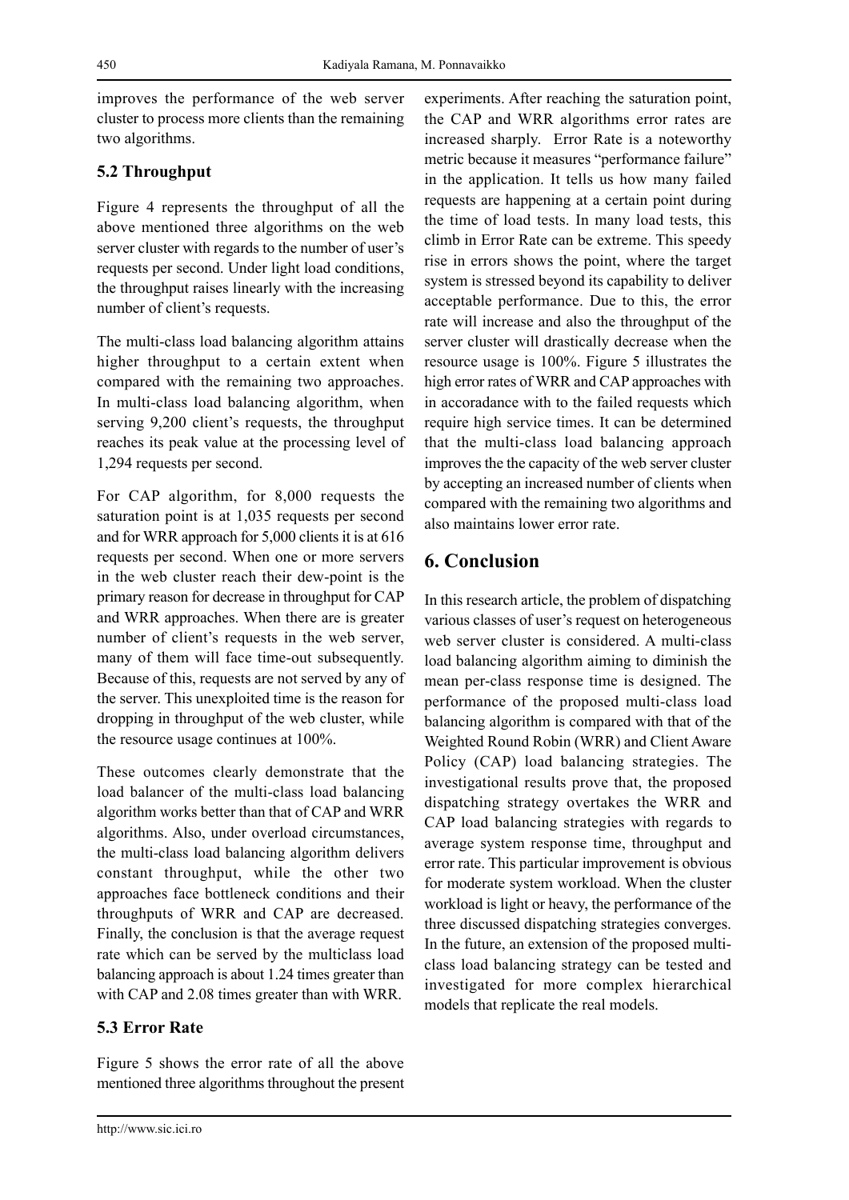improves the performance of the web server cluster to process more clients than the remaining two algorithms.

### 5.2 Throughput

Figure 4 represents the throughput of all the above mentioned three algorithms on the web server cluster with regards to the number of user's requests per second. Under light load conditions, the throughput raises linearly with the increasing number of client's requests.

The multi-class load balancing algorithm attains higher throughput to a certain extent when compared with the remaining two approaches. In multi-class load balancing algorithm, when serving 9,200 client's requests, the throughput reaches its peak value at the processing level of 1,294 requests per second.

For CAP algorithm, for 8,000 requests the saturation point is at 1,035 requests per second and for WRR approach for 5,000 clients it is at 616 requests per second. When one or more servers in the web cluster reach their dew-point is the primary reason for decrease in throughput for CAP and WRR approaches. When there are is greater number of client's requests in the web server, many of them will face time-out subsequently. Because of this, requests are not served by any of the server. This unexploited time is the reason for dropping in throughput of the web cluster, while the resource usage continues at 100%.

These outcomes clearly demonstrate that the load balancer of the multi-class load balancing algorithm works better than that of CAP and WRR algorithms. Also, under overload circumstances, the multi-class load balancing algorithm delivers constant throughput, while the other two approaches face bottleneck conditions and their throughputs of WRR and CAP are decreased. Finally, the conclusion is that the average request rate which can be served by the multiclass load balancing approach is about 1.24 times greater than with CAP and 2.08 times greater than with WRR.

### 5.3 Error Rate

Figure 5 shows the error rate of all the above mentioned three algorithms throughout the present experiments. After reaching the saturation point, the CAP and WRR algorithms error rates are increased sharply. Error Rate is a noteworthy metric because it measures "performance failure" in the application. It tells us how many failed requests are happening at a certain point during the time of load tests. In many load tests, this climb in Error Rate can be extreme. This speedy rise in errors shows the point, where the target system is stressed beyond its capability to deliver acceptable performance. Due to this, the error rate will increase and also the throughput of the server cluster will drastically decrease when the resource usage is 100%. Figure 5 illustrates the high error rates of WRR and CAP approaches with in accoradance with to the failed requests which require high service times. It can be determined that the multi-class load balancing approach improves the the capacity of the web server cluster by accepting an increased number of clients when compared with the remaining two algorithms and also maintains lower error rate.

## 6. Conclusion

In this research article, the problem of dispatching various classes of user's request on heterogeneous web server cluster is considered. A multi-class load balancing algorithm aiming to diminish the mean per-class response time is designed. The performance of the proposed multi-class load balancing algorithm is compared with that of the Weighted Round Robin (WRR) and Client Aware Policy (CAP) load balancing strategies. The investigational results prove that, the proposed dispatching strategy overtakes the WRR and CAP load balancing strategies with regards to average system response time, throughput and error rate. This particular improvement is obvious for moderate system workload. When the cluster workload is light or heavy, the performance of the three discussed dispatching strategies converges. In the future, an extension of the proposed multi-class load balancing strategy can be tested and investigated for more complex hierarchical models that replicate the real models.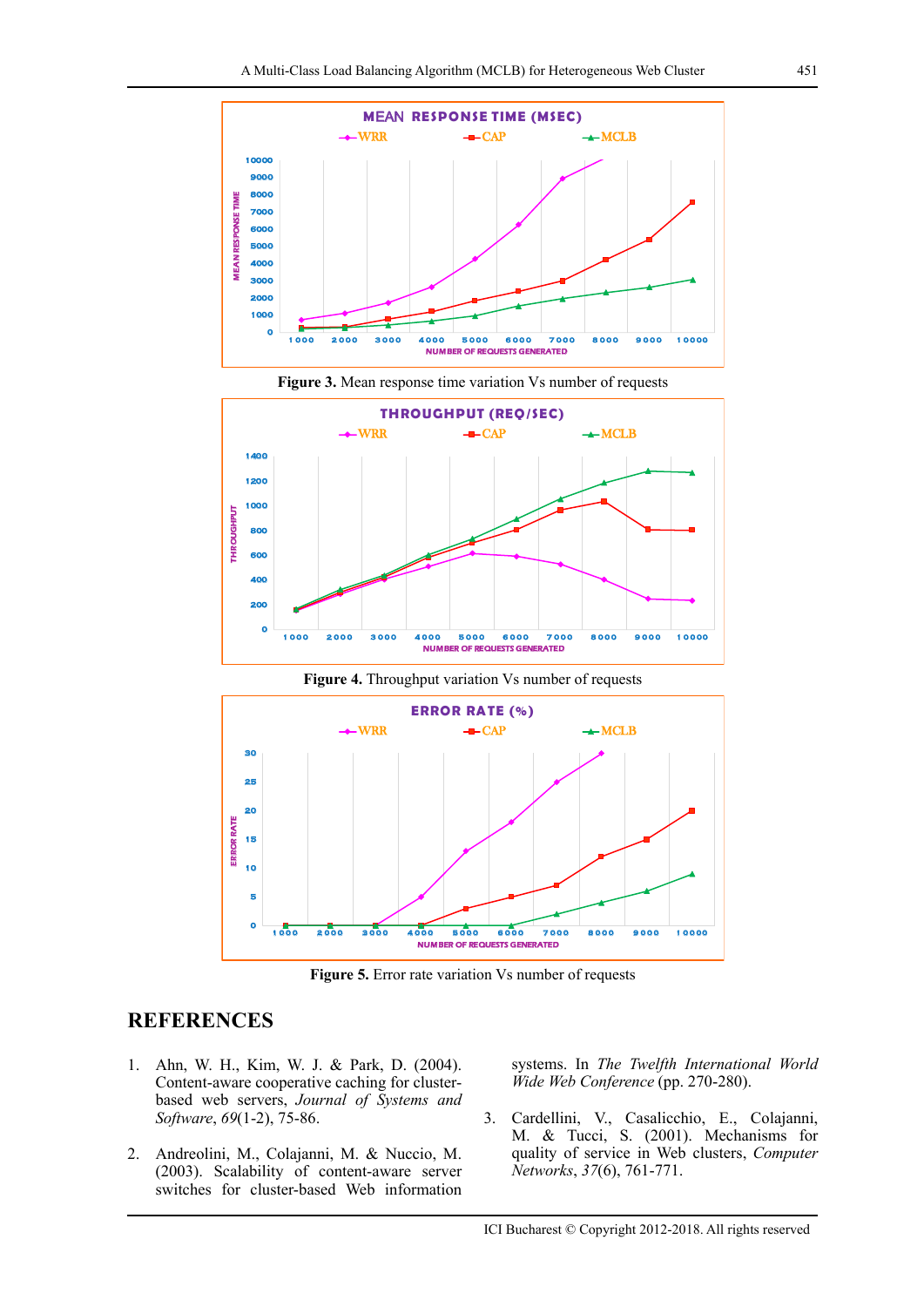**Figure 3.** Mean response time variation Vs number of requests

**Figure 4.** Throughput variation Vs number of requests

**Figure 5.** Error rate variation Vs number of requests

## REFERENCES

1. Ahn, W. H., Kim, W. J. & Park, D. (2004). Content-aware cooperative caching for cluster-based web servers, *Journal of Systems and Software*, *69*(1-2), 75-86.

2. Andreolini, M., Colajanni, M. & Nuccio, M. (2003). Scalability of content-aware server switches for cluster-based Web information systems. In *The Twelfth International World Wide Web Conference* (pp. 270-280).

3. Cardellini, V., Casalicchio, E., Colajanni, M. & Tucci, S. (2001). Mechanisms for quality of service in Web clusters, *Computer Networks*, *37*(6), 761-771.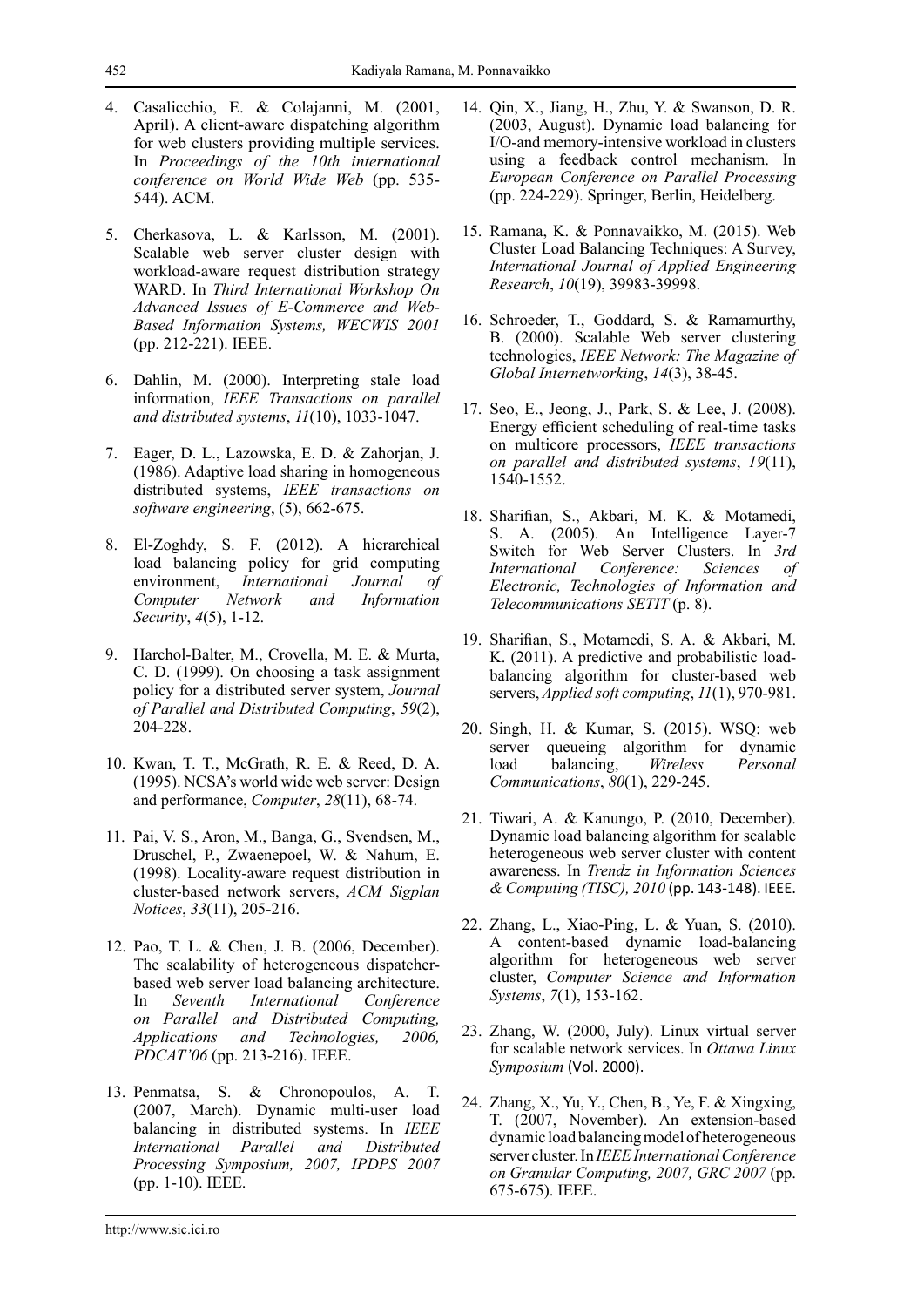4. Casalicchio, E. & Colajanni, M. (2001, April). A client-aware dispatching algorithm for web clusters providing multiple services. In *Proceedings of the 10th international conference on World Wide Web* (pp. 535-544). ACM.

5. Cherkasova, L. & Karlsson, M. (2001). Scalable web server cluster design with workload-aware request distribution strategy WARD. In *Third International Workshop On Advanced Issues of E-Commerce and Web-Based Information Systems, WECWIS 2001* (pp. 212-221). IEEE.

6. Dahlin, M. (2000). Interpreting stale load information, *IEEE Transactions on parallel and distributed systems*, *11*(10), 1033-1047.

7. Eager, D. L., Lazowska, E. D. & Zahorjan, J. (1986). Adaptive load sharing in homogeneous distributed systems, *IEEE transactions on software engineering*, (5), 662-675.

8. El-Zoghdy, S. F. (2012). A hierarchical load balancing policy for grid computing environment, *International Journal of Computer Network and Information Security*, *4*(5), 1-12.

9. Harchol-Balter, M., Crovella, M. E. & Murta, C. D. (1999). On choosing a task assignment policy for a distributed server system, *Journal of Parallel and Distributed Computing*, *59*(2), 204-228.

10. Kwan, T. T., McGrath, R. E. & Reed, D. A. (1995). NCSA's world wide web server: Design and performance, *Computer*, *28*(11), 68-74.

11. Pai, V. S., Aron, M., Banga, G., Svendsen, M., Druschel, P., Zwaenepoel, W. & Nahum, E. (1998). Locality-aware request distribution in cluster-based network servers, *ACM Sigplan Notices*, *33*(11), 205-216.

12. Pao, T. L. & Chen, J. B. (2006, December). The scalability of heterogeneous dispatcher-based web server load balancing architecture. In *Seventh International Conference on Parallel and Distributed Computing, Applications and Technologies, 2006, PDCAT'06* (pp. 213-216). IEEE.

13. Penmatsa, S. & Chronopoulos, A. T. (2007, March). Dynamic multi-user load balancing in distributed systems. In *IEEE International Parallel and Distributed Processing Symposium, 2007, IPDPS 2007* (pp. 1-10). IEEE.

14. Qin, X., Jiang, H., Zhu, Y. & Swanson, D. R. (2003, August). Dynamic load balancing for I/O-and memory-intensive workload in clusters using a feedback control mechanism. In *European Conference on Parallel Processing* (pp. 224-229). Springer, Berlin, Heidelberg.

15. Ramana, K. & Ponnavaikko, M. (2015). Web Cluster Load Balancing Techniques: A Survey, *International Journal of Applied Engineering Research*, *10*(19), 39983-39998.

16. Schroeder, T., Goddard, S. & Ramamurthy, B. (2000). Scalable Web server clustering technologies, *IEEE Network: The Magazine of Global Internetworking*, *14*(3), 38-45.

17. Seo, E., Jeong, J., Park, S. & Lee, J. (2008). Energy efficient scheduling of real-time tasks on multicore processors, *IEEE transactions on parallel and distributed systems*, *19*(11), 1540-1552.

18. Sharifian, S., Akbari, M. K. & Motamedi, S. A. (2005). An Intelligence Layer-7 Switch for Web Server Clusters. In *3rd International Conference: Sciences of Electronic, Technologies of Information and Telecommunications SETIT* (p. 8).

19. Sharifian, S., Motamedi, S. A. & Akbari, M. K. (2011). A predictive and probabilistic load-balancing algorithm for cluster-based web servers, *Applied soft computing*, *11*(1), 970-981.

20. Singh, H. & Kumar, S. (2015). WSQ: web server queueing algorithm for dynamic load balancing, *Wireless Personal Communications*, *80*(1), 229-245.

21. Tiwari, A. & Kanungo, P. (2010, December). Dynamic load balancing algorithm for scalable heterogeneous web server cluster with content awareness. In *Trendz in Information Sciences & Computing (TISC), 2010* (pp. 143-148). IEEE.

22. Zhang, L., Xiao-Ping, L. & Yuan, S. (2010). A content-based dynamic load-balancing algorithm for heterogeneous web server cluster, *Computer Science and Information Systems*, *7*(1), 153-162.

23. Zhang, W. (2000, July). Linux virtual server for scalable network services. In *Ottawa Linux Symposium* (Vol. 2000).

24. Zhang, X., Yu, Y., Chen, B., Ye, F. & Xingxing, T. (2007, November). An extension-based dynamic load balancing model of heterogeneous server cluster. In *IEEE International Conference on Granular Computing, 2007, GRC 2007* (pp. 675-675). IEEE.